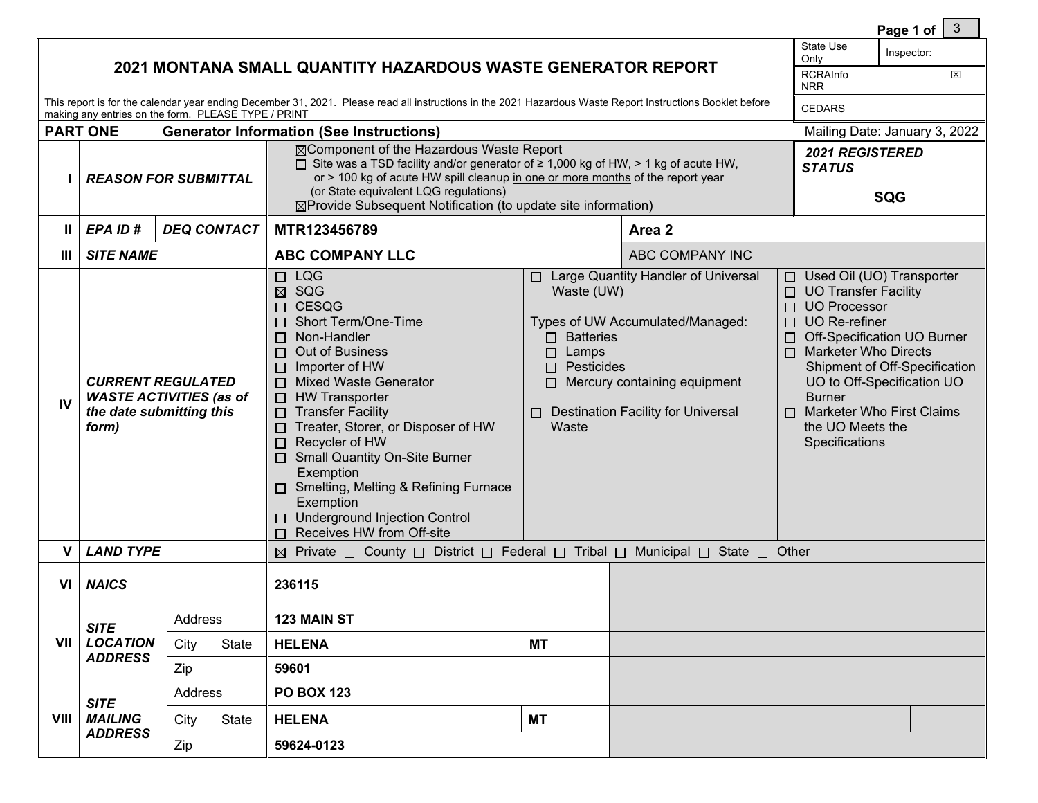# 2021 MONTANA SMALL QUANTITY HAZARDOUS WASTE GENERATOR REPORT

| State Use Only | Inspector: |
|---|---|
| RCRAInfo NRR | ☒ |
| CEDARS | |

This report is for the calendar year ending December 31, 2021. Please read all instructions in the 2021 Hazardous Waste Report Instructions Booklet before making any entries on the form. PLEASE TYPE / PRINT

## PART ONE Generator Information (See Instructions)

Mailing Date: January 3, 2022

| | | | | |
|---|---|---|---|---|
| I | *REASON FOR SUBMITTAL* | ☒ Component of the Hazardous Waste Report<br>☐ Site was a TSD facility and/or generator of ≥ 1,000 kg of HW, > 1 kg of acute HW, or > 100 kg of acute HW spill cleanup <u>in one or more months</u> of the report year (or State equivalent LQG regulations)<br>☒ Provide Subsequent Notification (to update site information) | | ***2021 REGISTERED STATUS***<br>**SQG** |
| II | *EPA ID #* / *DEQ CONTACT* | **MTR123456789** | **Area 2** | |
| III | *SITE NAME* | **ABC COMPANY LLC** | ABC COMPANY INC | |
| IV | *CURRENT REGULATED WASTE ACTIVITIES (as of the date submitting this form)* | ☐ LQG<br>☒ SQG<br>☐ CESQG<br>☐ Short Term/One-Time<br>☐ Non-Handler<br>☐ Out of Business<br>☐ Importer of HW<br>☐ Mixed Waste Generator<br>☐ HW Transporter<br>☐ Transfer Facility<br>☐ Treater, Storer, or Disposer of HW<br>☐ Recycler of HW<br>☐ Small Quantity On-Site Burner Exemption<br>☐ Smelting, Melting & Refining Furnace Exemption<br>☐ Underground Injection Control<br>☐ Receives HW from Off-site | ☐ Large Quantity Handler of Universal Waste (UW)<br><br>Types of UW Accumulated/Managed:<br>☐ Batteries<br>☐ Lamps<br>☐ Pesticides<br>☐ Mercury containing equipment<br><br>☐ Destination Facility for Universal Waste | ☐ Used Oil (UO) Transporter<br>☐ UO Transfer Facility<br>☐ UO Processor<br>☐ UO Re-refiner<br>☐ Off-Specification UO Burner<br>☐ Marketer Who Directs Shipment of Off-Specification UO to Off-Specification UO Burner<br>☐ Marketer Who First Claims the UO Meets the Specifications |
| V | *LAND TYPE* | ☒ Private ☐ County ☐ District ☐ Federal ☐ Tribal ☐ Municipal ☐ State ☐ Other | | |
| VI | *NAICS* | **236115** | | |
| VII | *SITE LOCATION ADDRESS* — Address | **123 MAIN ST** | | |
| | City / State | **HELENA** | **MT** | |
| | Zip | **59601** | | |
| VIII | *SITE MAILING ADDRESS* — Address | **PO BOX 123** | | |
| | City / State | **HELENA** | **MT** | |
| | Zip | **59624-0123** | | |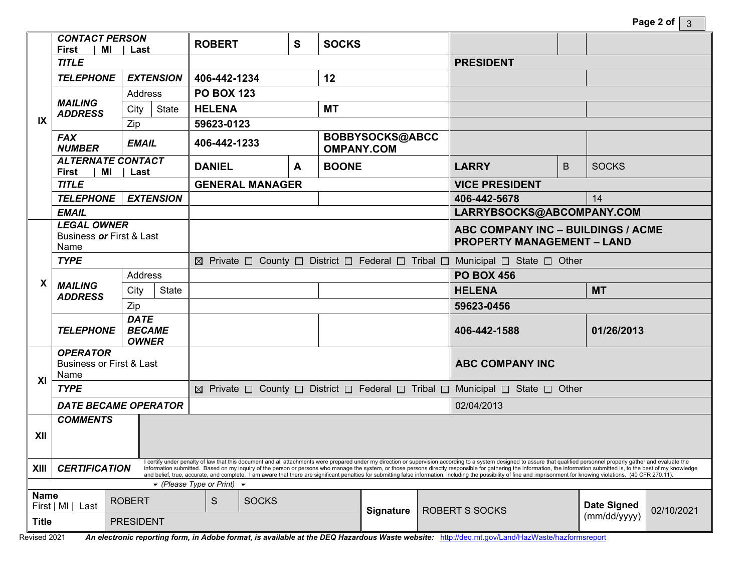| Section | Field | | Column 1 | | | Column 2 | | |
|---|---|---|---|---|---|---|---|---|
| IX | **CONTACT PERSON** First \| MI \| Last | | **ROBERT** | **S** | **SOCKS** | | | |
| | **TITLE** | | | | | **PRESIDENT** | | |
| | **TELEPHONE** | **EXTENSION** | **406-442-1234** | | **12** | | | |
| | **MAILING ADDRESS** | Address | **PO BOX 123** | | | | | |
| | | City \| State | **HELENA** | | **MT** | | | |
| | | Zip | **59623-0123** | | | | | |
| | **FAX NUMBER** | **EMAIL** | **406-442-1233** | | **BOBBYSOCKS@ABCCOMPANY.COM** | | | |
| | **ALTERNATE CONTACT** First \| MI \| Last | | **DANIEL** | **A** | **BOONE** | **LARRY** | B | SOCKS |
| | **TITLE** | | **GENERAL MANAGER** | | | **VICE PRESIDENT** | | |
| | **TELEPHONE** | **EXTENSION** | | | | **406-442-5678** | | 14 |
| | **EMAIL** | | | | | **LARRYBSOCKS@ABCOMPANY.COM** | | |
| X | **LEGAL OWNER** Business *or* First & Last Name | | | | | **ABC COMPANY INC – BUILDINGS / ACME PROPERTY MANAGEMENT – LAND** | | |
| | **TYPE** | | ☒ Private ☐ County ☐ District ☐ Federal ☐ Tribal ☐ Municipal ☐ State ☐ Other | | | | | |
| | **MAILING ADDRESS** | Address | | | | **PO BOX 456** | | |
| | | City \| State | | | | **HELENA** | | **MT** |
| | | Zip | | | | **59623-0456** | | |
| | **TELEPHONE** | **DATE BECAME OWNER** | | | | **406-442-1588** | | **01/26/2013** |
| XI | **OPERATOR** Business or First & Last Name | | | | | **ABC COMPANY INC** | | |
| | **TYPE** | | ☒ Private ☐ County ☐ District ☐ Federal ☐ Tribal ☐ Municipal ☐ State ☐ Other | | | | | |
| | **DATE BECAME OPERATOR** | | | | | 02/04/2013 | | |
| XII | **COMMENTS** | | | | | | | |

**XIII CERTIFICATION**

I certify under penalty of law that this document and all attachments were prepared under my direction or supervision according to a system designed to assure that qualified personnel properly gather and evaluate the information submitted. Based on my inquiry of the person or persons who manage the system, or those persons directly responsible for gathering the information, the information submitted is, to the best of my knowledge and belief, true, accurate, and complete. I am aware that there are significant penalties for submitting false information, including the possibility of fine and imprisonment for knowing violations. (40 CFR 270.11).

*(Please Type or Print)*

| **Name** First \| MI \| Last | ROBERT | S | SOCKS | **Signature** | ROBERT S SOCKS | **Date Signed** (mm/dd/yyyy) | 02/10/2021 |
|---|---|---|---|---|---|---|---|
| **Title** | PRESIDENT | | | | | | |

Revised 2021 ***An electronic reporting form, in Adobe format, is available at the DEQ Hazardous Waste website:*** http://deq.mt.gov/Land/HazWaste/hazformsreport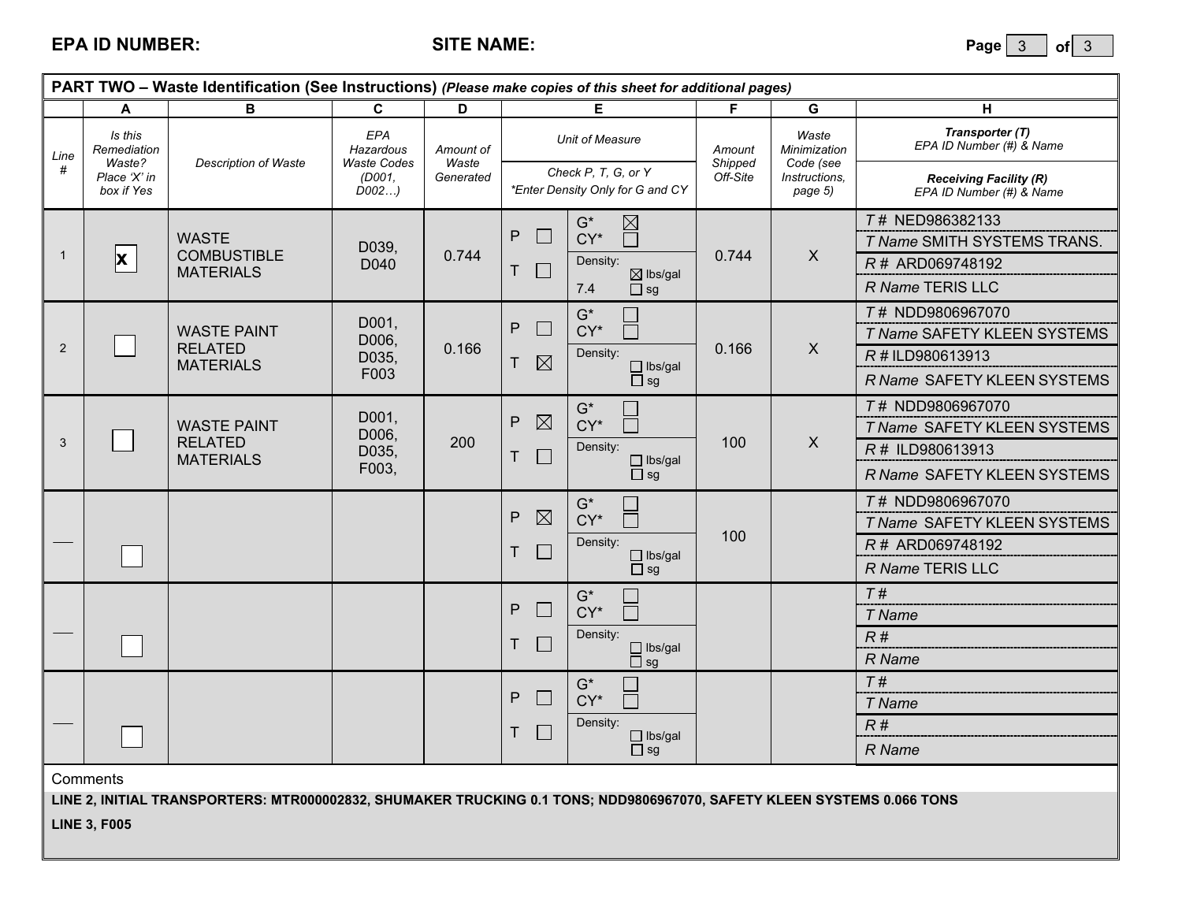**EPA ID NUMBER:** **SITE NAME:**

## PART TWO – Waste Identification (See Instructions) *(Please make copies of this sheet for additional pages)*

| Line # | A: Is this Remediation Waste? Place 'X' in box if Yes | B: Description of Waste | C: EPA Hazardous Waste Codes (D001, D002…) | D: Amount of Waste Generated | E: Unit of Measure – Check P, T, G, or Y (*Enter Density Only for G and CY) | F: Amount Shipped Off-Site | G: Waste Minimization Code (see Instructions, page 5) | H: Transporter (T) EPA ID Number (#) & Name / Receiving Facility (R) EPA ID Number (#) & Name |
|---|---|---|---|---|---|---|---|---|
| 1 | X | WASTE COMBUSTIBLE MATERIALS | D039, D040 | 0.744 | G* ☒; Density: 7.4 ☒ lbs/gal | 0.744 | X | T # NED986382133; T Name SMITH SYSTEMS TRANS.; R # ARD069748192; R Name TERIS LLC |
| 2 | ☐ | WASTE PAINT RELATED MATERIALS | D001, D006, D035, F003 | 0.166 | T ☒ | 0.166 | X | T # NDD9806967070; T Name SAFETY KLEEN SYSTEMS; R # ILD980613913; R Name SAFETY KLEEN SYSTEMS |
| 3 | ☐ | WASTE PAINT RELATED MATERIALS | D001, D006, D035, F003, | 200 | P ☒ | 100 | X | T # NDD9806967070; T Name SAFETY KLEEN SYSTEMS; R # ILD980613913; R Name SAFETY KLEEN SYSTEMS |
| ___ | ☐ | | | | P ☒ | 100 | | T # NDD9806967070; T Name SAFETY KLEEN SYSTEMS; R # ARD069748192; R Name TERIS LLC |
| ___ | ☐ | | | | | | | T #; T Name; R #; R Name |
| ___ | ☐ | | | | | | | T #; T Name; R #; R Name |

Comments

**LINE 2, INITIAL TRANSPORTERS: MTR000002832, SHUMAKER TRUCKING 0.1 TONS; NDD9806967070, SAFETY KLEEN SYSTEMS 0.066 TONS**

**LINE 3, F005**